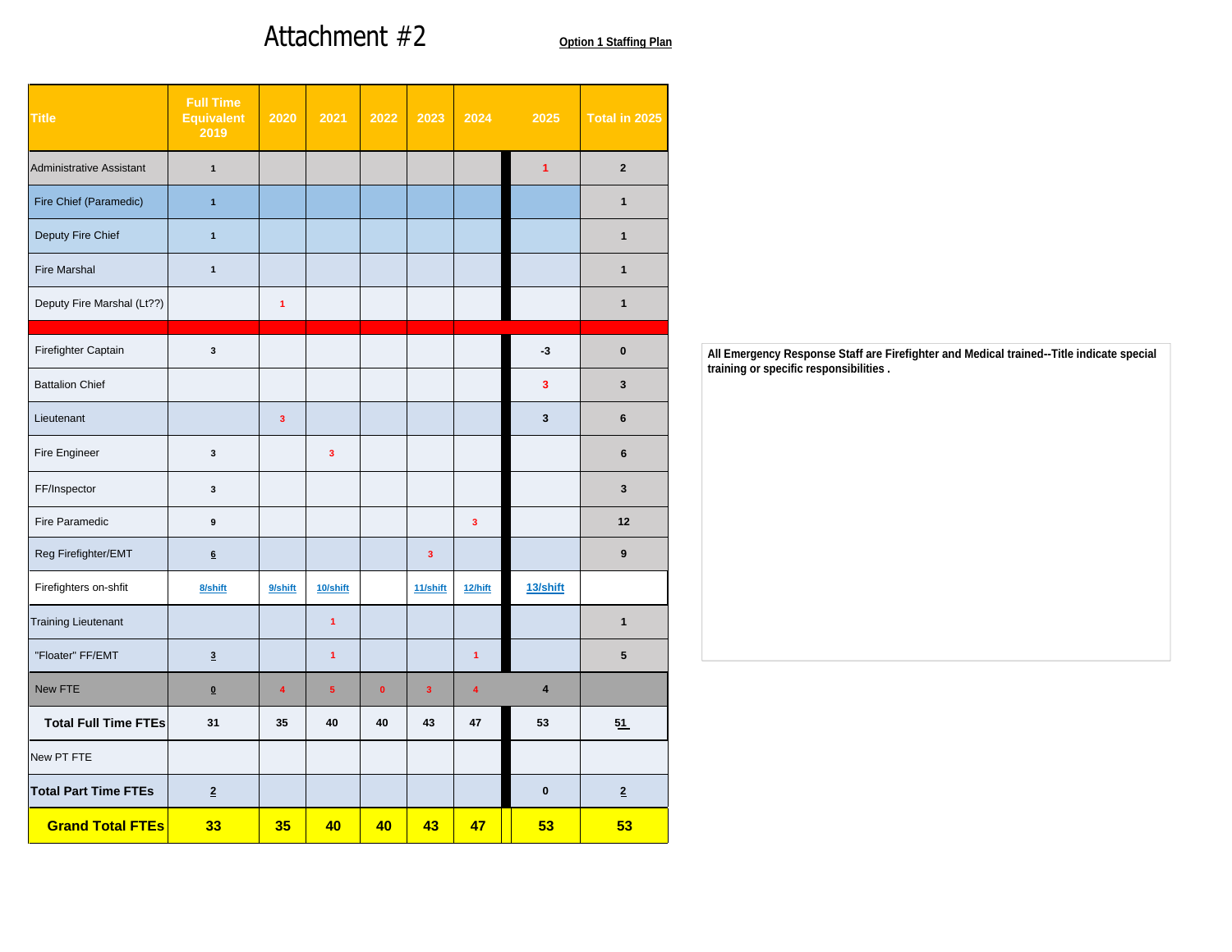# Attachment #2

**Option 1 Staffing Plan**

| Title | Full Time Equivalent 2019 | 2020 | 2021 | 2022 | 2023 | 2024 | 2025 | Total in 2025 |
|---|---|---|---|---|---|---|---|---|
| Administrative Assistant | 1 | | | | | | 1 | 2 |
| Fire Chief (Paramedic) | 1 | | | | | | | 1 |
| Deputy Fire Chief | 1 | | | | | | | 1 |
| Fire Marshal | 1 | | | | | | | 1 |
| Deputy Fire Marshal (Lt??) | | 1 | | | | | | 1 |
| | | | | | | | | |
| Firefighter Captain | 3 | | | | | | -3 | 0 |
| Battalion Chief | | | | | | | 3 | 3 |
| Lieutenant | | 3 | | | | | 3 | 6 |
| Fire Engineer | 3 | | 3 | | | | | 6 |
| FF/Inspector | 3 | | | | | | | 3 |
| Fire Paramedic | 9 | | | | | 3 | | 12 |
| Reg Firefighter/EMT | 6 | | | | 3 | | | 9 |
| Firefighters on-shfit | 8/shift | 9/shift | 10/shift | | 11/shift | 12/hift | 13/shift | |
| Training Lieutenant | | | 1 | | | | | 1 |
| "Floater" FF/EMT | 3 | | 1 | | | 1 | | 5 |
| New FTE | 0 | 4 | 5 | 0 | 3 | 4 | 4 | |
| **Total Full Time FTEs** | 31 | 35 | 40 | 40 | 43 | 47 | 53 | 51 |
| New PT FTE | | | | | | | | |
| **Total Part Time FTEs** | 2 | | | | | | 0 | 2 |
| **Grand Total FTEs** | **33** | **35** | **40** | **40** | **43** | **47** | **53** | **53** |

**All Emergency Response Staff are Firefighter and Medical trained--Title indicate special training or specific responsibilities .**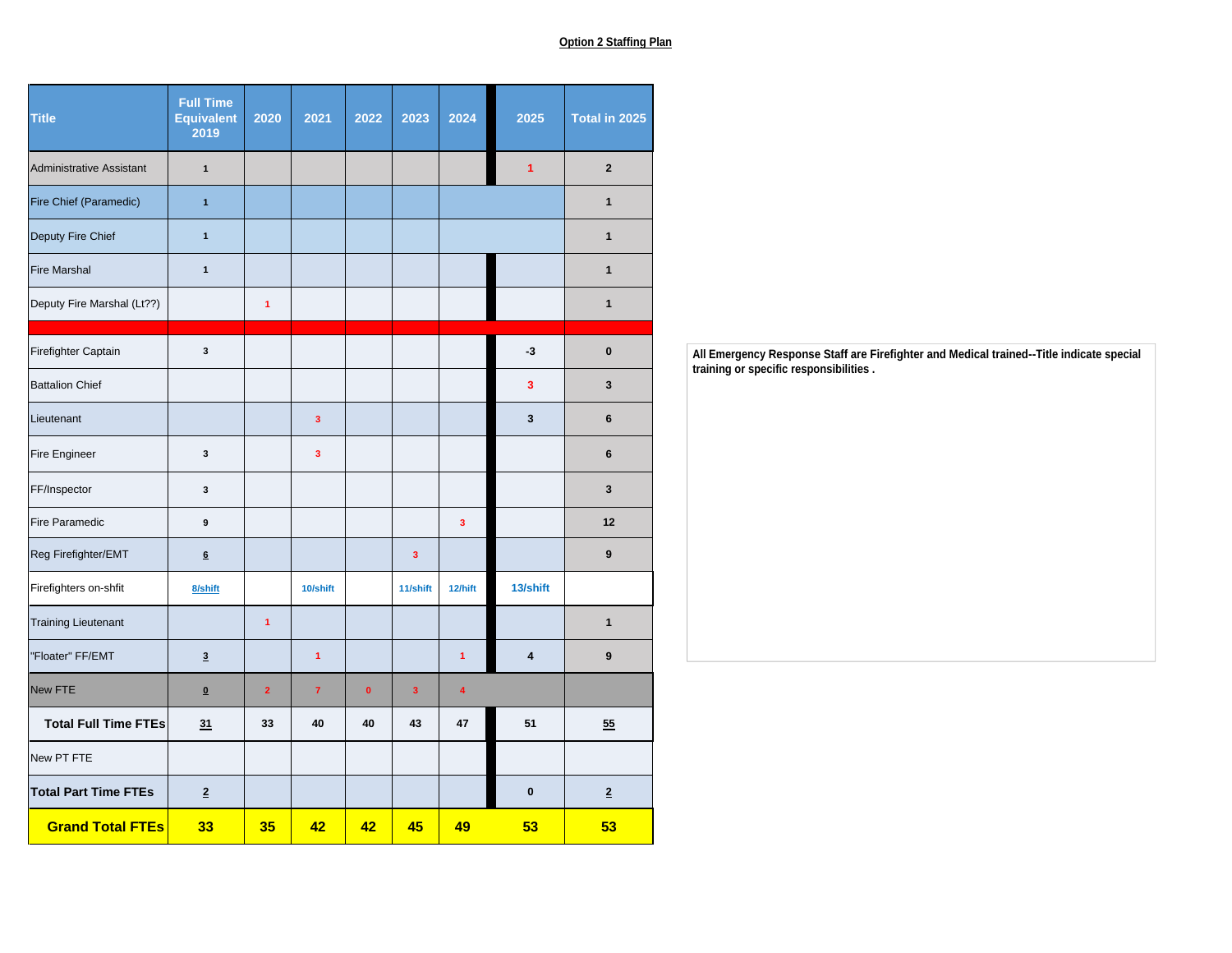**Option 2 Staffing Plan**

| Title | Full Time Equivalent 2019 | 2020 | 2021 | 2022 | 2023 | 2024 | 2025 | Total in 2025 |
|---|---|---|---|---|---|---|---|---|
| Administrative Assistant | 1 | | | | | | 1 | 2 |
| Fire Chief (Paramedic) | 1 | | | | | | | 1 |
| Deputy Fire Chief | 1 | | | | | | | 1 |
| Fire Marshal | 1 | | | | | | | 1 |
| Deputy Fire Marshal (Lt??) | | 1 | | | | | | 1 |
| | | | | | | | | |
| Firefighter Captain | 3 | | | | | | -3 | 0 |
| Battalion Chief | | | | | | | 3 | 3 |
| Lieutenant | | | 3 | | | | 3 | 6 |
| Fire Engineer | 3 | | 3 | | | | | 6 |
| FF/Inspector | 3 | | | | | | | 3 |
| Fire Paramedic | 9 | | | | | 3 | | 12 |
| Reg Firefighter/EMT | 6 | | | | 3 | | | 9 |
| Firefighters on-shft | 8/shift | | 10/shift | | 11/shift | 12/hift | 13/shift | |
| Training Lieutenant | | 1 | | | | | | 1 |
| "Floater" FF/EMT | 3 | | 1 | | | 1 | 4 | 9 |
| New FTE | 0 | 2 | 7 | 0 | 3 | 4 | | |
| **Total Full Time FTEs** | 31 | 33 | 40 | 40 | 43 | 47 | 51 | 55 |
| New PT FTE | | | | | | | | |
| **Total Part Time FTEs** | 2 | | | | | | 0 | 2 |
| **Grand Total FTEs** | **33** | **35** | **42** | **42** | **45** | **49** | **53** | **53** |

**All Emergency Response Staff are Firefighter and Medical trained--Title indicate special training or specific responsibilities .**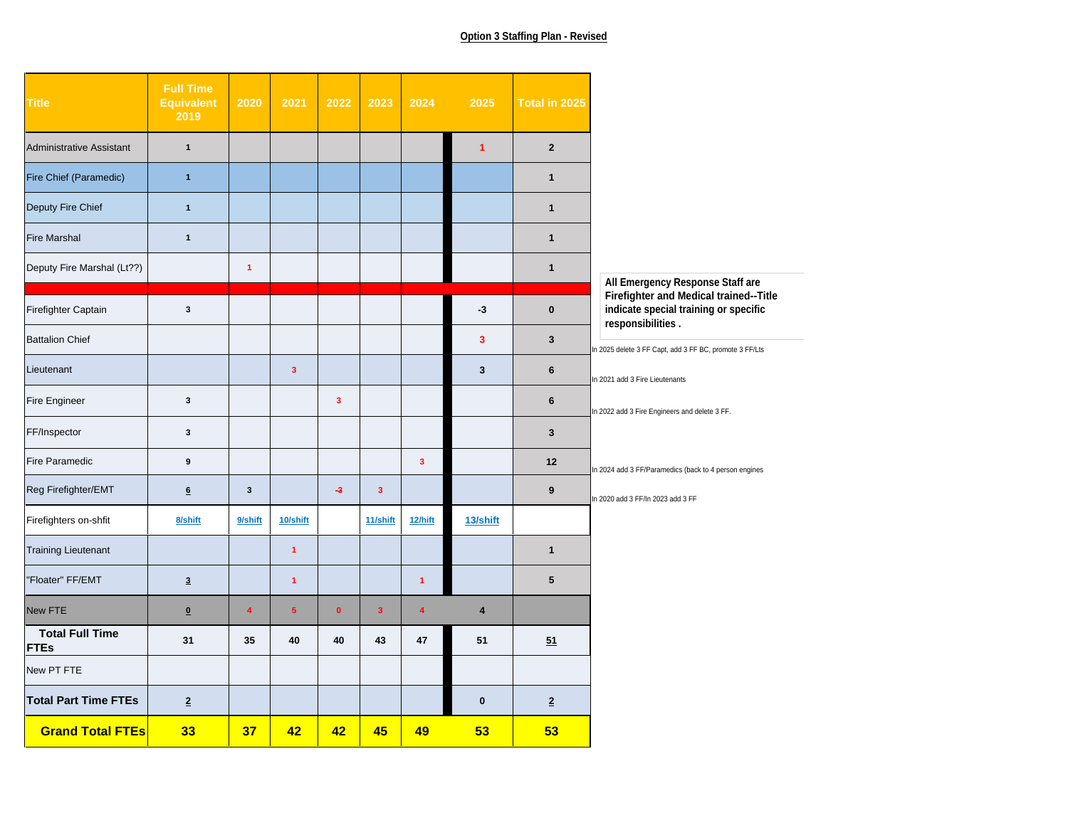**Option 3 Staffing Plan - Revised**

| Title | Full Time Equivalent 2019 | 2020 | 2021 | 2022 | 2023 | 2024 | 2025 | Total in 2025 |
|---|---|---|---|---|---|---|---|---|
| Administrative Assistant | 1 | | | | | | 1 | 2 |
| Fire Chief (Paramedic) | 1 | | | | | | | 1 |
| Deputy Fire Chief | 1 | | | | | | | 1 |
| Fire Marshal | 1 | | | | | | | 1 |
| Deputy Fire Marshal (Lt??) | | 1 | | | | | | 1 |
| | | | | | | | | |
| Firefighter Captain | 3 | | | | | | -3 | 0 |
| Battalion Chief | | | | | | | 3 | 3 |
| Lieutenant | | | 3 | | | | 3 | 6 |
| Fire Engineer | 3 | | | 3 | | | | 6 |
| FF/Inspector | 3 | | | | | | | 3 |
| Fire Paramedic | 9 | | | | | 3 | | 12 |
| Reg Firefighter/EMT | 6 | 3 | | -3 | 3 | | | 9 |
| Firefighters on-shfit | 8/shift | 9/shift | 10/shift | | 11/shift | 12/hift | 13/shift | |
| Training Lieutenant | | | 1 | | | | | 1 |
| "Floater" FF/EMT | 3 | | 1 | | | 1 | | 5 |
| New FTE | 0 | 4 | 5 | 0 | 3 | 4 | 4 | |
| **Total Full Time FTEs** | 31 | 35 | 40 | 40 | 43 | 47 | 51 | 51 |
| New PT FTE | | | | | | | | |
| **Total Part Time FTEs** | 2 | | | | | | 0 | 2 |
| **Grand Total FTEs** | **33** | **37** | **42** | **42** | **45** | **49** | **53** | **53** |

**All Emergency Response Staff are Firefighter and Medical trained--Title indicate special training or specific responsibilities .**

In 2025 delete 3 FF Capt, add 3 FF BC, promote 3 FF/Lts

In 2021 add 3 Fire Lieutenants

In 2022 add 3 Fire Engineers and delete 3 FF.

In 2024 add 3 FF/Paramedics (back to 4 person engines

In 2020 add 3 FF/In 2023 add 3 FF